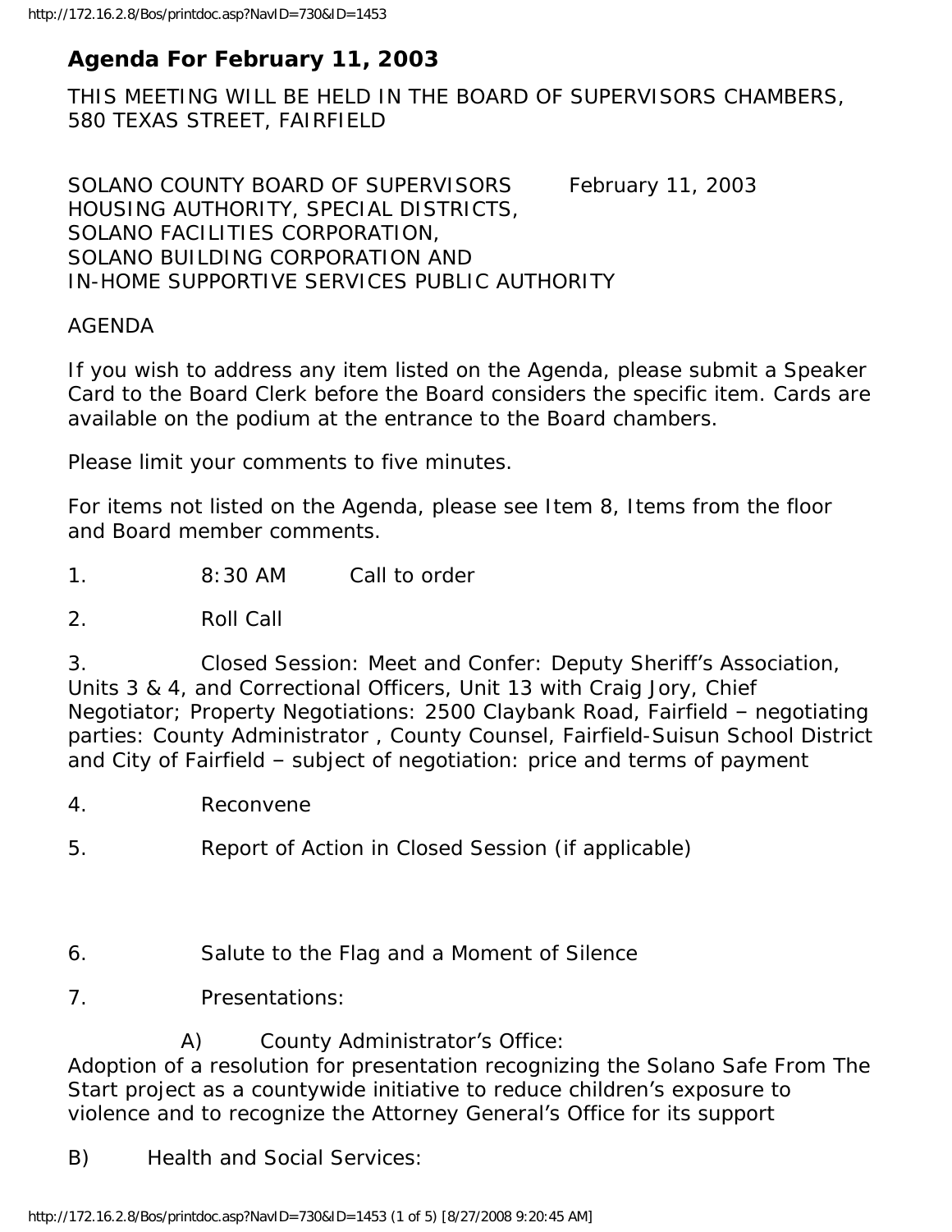# Agenda For February 11, 2003

THIS MEETING WILL BE HELD IN THE BOARD OF SUPERVISORS CHAMBERS, 580 TEXAS STREET, FAIRFIELD

SOLANO COUNTY BOARD OF SUPERVISORS February 11, 2003
HOUSING AUTHORITY, SPECIAL DISTRICTS,
SOLANO FACILITIES CORPORATION,
SOLANO BUILDING CORPORATION AND
IN-HOME SUPPORTIVE SERVICES PUBLIC AUTHORITY

AGENDA

If you wish to address any item listed on the Agenda, please submit a Speaker Card to the Board Clerk before the Board considers the specific item. Cards are available on the podium at the entrance to the Board chambers.

Please limit your comments to five minutes.

For items not listed on the Agenda, please see Item 8, Items from the floor and Board member comments.

1. 8:30 AM Call to order

2. Roll Call

3. Closed Session: Meet and Confer: Deputy Sheriff's Association, Units 3 & 4, and Correctional Officers, Unit 13 with Craig Jory, Chief Negotiator; Property Negotiations: 2500 Claybank Road, Fairfield – negotiating parties: County Administrator , County Counsel, Fairfield-Suisun School District and City of Fairfield – subject of negotiation: price and terms of payment

4. Reconvene

5. Report of Action in Closed Session (if applicable)

6. Salute to the Flag and a Moment of Silence

7. Presentations:

A) County Administrator's Office:
Adoption of a resolution for presentation recognizing the Solano Safe From The Start project as a countywide initiative to reduce children's exposure to violence and to recognize the Attorney General's Office for its support

B) Health and Social Services: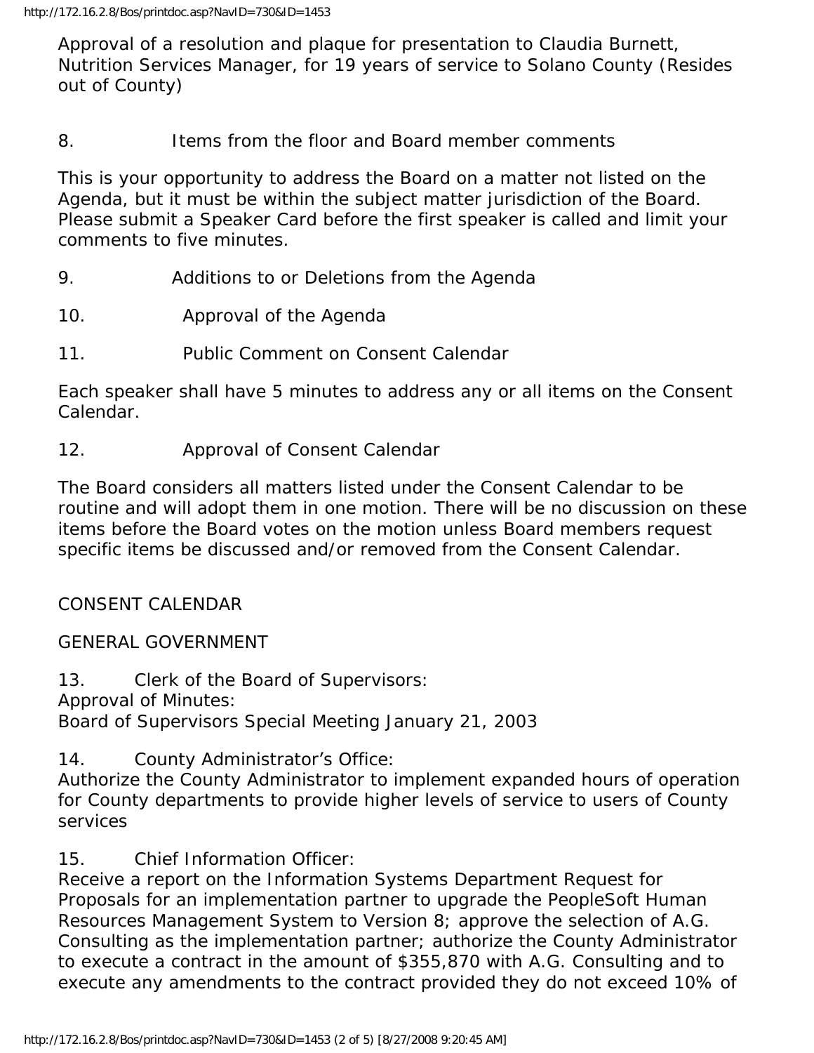Approval of a resolution and plaque for presentation to Claudia Burnett, Nutrition Services Manager, for 19 years of service to Solano County (Resides out of County)

8. Items from the floor and Board member comments

This is your opportunity to address the Board on a matter not listed on the Agenda, but it must be within the subject matter jurisdiction of the Board. Please submit a Speaker Card before the first speaker is called and limit your comments to five minutes.

9. Additions to or Deletions from the Agenda

10. Approval of the Agenda

11. Public Comment on Consent Calendar

Each speaker shall have 5 minutes to address any or all items on the Consent Calendar.

12. Approval of Consent Calendar

The Board considers all matters listed under the Consent Calendar to be routine and will adopt them in one motion. There will be no discussion on these items before the Board votes on the motion unless Board members request specific items be discussed and/or removed from the Consent Calendar.

CONSENT CALENDAR

GENERAL GOVERNMENT

13. Clerk of the Board of Supervisors:
Approval of Minutes:
Board of Supervisors Special Meeting January 21, 2003

14. County Administrator's Office:
Authorize the County Administrator to implement expanded hours of operation for County departments to provide higher levels of service to users of County services

15. Chief Information Officer:
Receive a report on the Information Systems Department Request for Proposals for an implementation partner to upgrade the PeopleSoft Human Resources Management System to Version 8; approve the selection of A.G. Consulting as the implementation partner; authorize the County Administrator to execute a contract in the amount of $355,870 with A.G. Consulting and to execute any amendments to the contract provided they do not exceed 10% of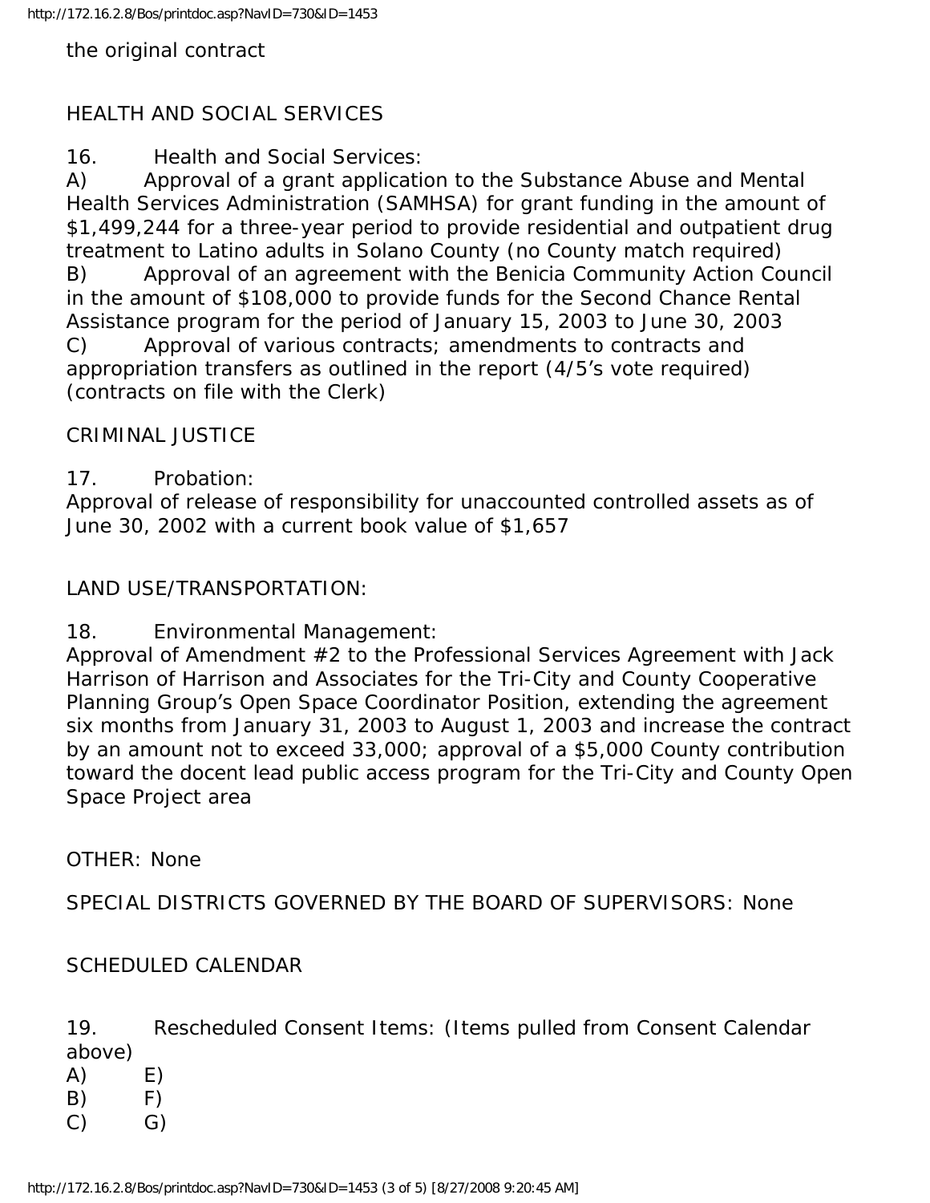the original contract

HEALTH AND SOCIAL SERVICES

16. Health and Social Services:

A) Approval of a grant application to the Substance Abuse and Mental Health Services Administration (SAMHSA) for grant funding in the amount of $1,499,244 for a three-year period to provide residential and outpatient drug treatment to Latino adults in Solano County (no County match required)

B) Approval of an agreement with the Benicia Community Action Council in the amount of $108,000 to provide funds for the Second Chance Rental Assistance program for the period of January 15, 2003 to June 30, 2003

C) Approval of various contracts; amendments to contracts and appropriation transfers as outlined in the report (4/5's vote required) (contracts on file with the Clerk)

CRIMINAL JUSTICE

17. Probation:

Approval of release of responsibility for unaccounted controlled assets as of June 30, 2002 with a current book value of $1,657

LAND USE/TRANSPORTATION:

18. Environmental Management:

Approval of Amendment #2 to the Professional Services Agreement with Jack Harrison of Harrison and Associates for the Tri-City and County Cooperative Planning Group's Open Space Coordinator Position, extending the agreement six months from January 31, 2003 to August 1, 2003 and increase the contract by an amount not to exceed 33,000; approval of a $5,000 County contribution toward the docent lead public access program for the Tri-City and County Open Space Project area

OTHER: None

SPECIAL DISTRICTS GOVERNED BY THE BOARD OF SUPERVISORS: None

SCHEDULED CALENDAR

19. Rescheduled Consent Items: (Items pulled from Consent Calendar above)

A) E)

B) F)

C) G)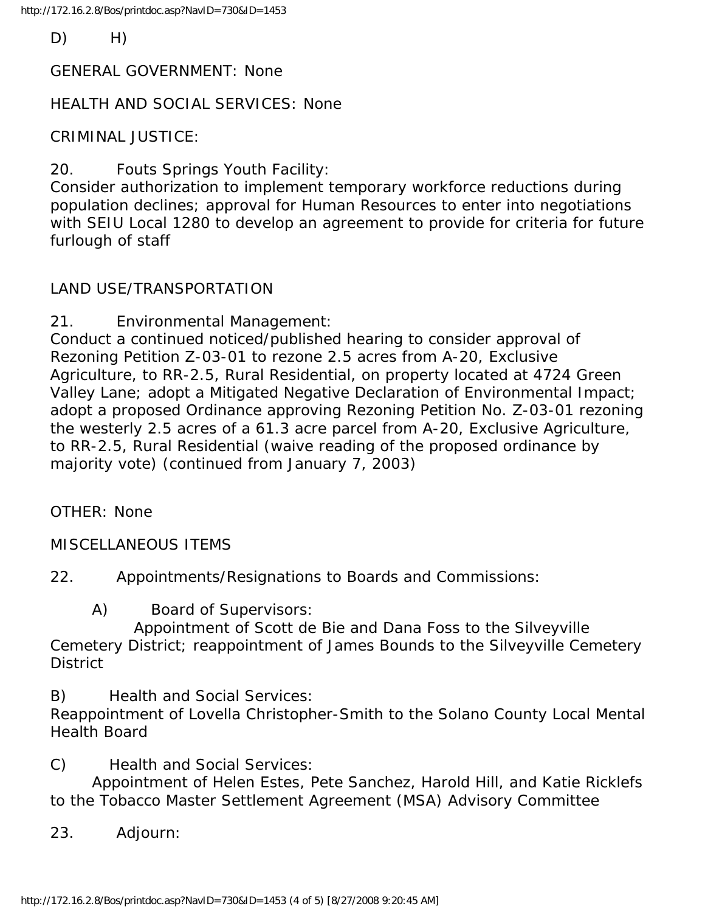D) H)

GENERAL GOVERNMENT: None

HEALTH AND SOCIAL SERVICES: None

CRIMINAL JUSTICE:

20. Fouts Springs Youth Facility:
Consider authorization to implement temporary workforce reductions during population declines; approval for Human Resources to enter into negotiations with SEIU Local 1280 to develop an agreement to provide for criteria for future furlough of staff

LAND USE/TRANSPORTATION

21. Environmental Management:
Conduct a continued noticed/published hearing to consider approval of Rezoning Petition Z-03-01 to rezone 2.5 acres from A-20, Exclusive Agriculture, to RR-2.5, Rural Residential, on property located at 4724 Green Valley Lane; adopt a Mitigated Negative Declaration of Environmental Impact; adopt a proposed Ordinance approving Rezoning Petition No. Z-03-01 rezoning the westerly 2.5 acres of a 61.3 acre parcel from A-20, Exclusive Agriculture, to RR-2.5, Rural Residential (waive reading of the proposed ordinance by majority vote) (continued from January 7, 2003)

OTHER: None

MISCELLANEOUS ITEMS

22. Appointments/Resignations to Boards and Commissions:

A) Board of Supervisors:
Appointment of Scott de Bie and Dana Foss to the Silveyville Cemetery District; reappointment of James Bounds to the Silveyville Cemetery District

B) Health and Social Services:
Reappointment of Lovella Christopher-Smith to the Solano County Local Mental Health Board

C) Health and Social Services:
Appointment of Helen Estes, Pete Sanchez, Harold Hill, and Katie Ricklefs to the Tobacco Master Settlement Agreement (MSA) Advisory Committee

23. Adjourn: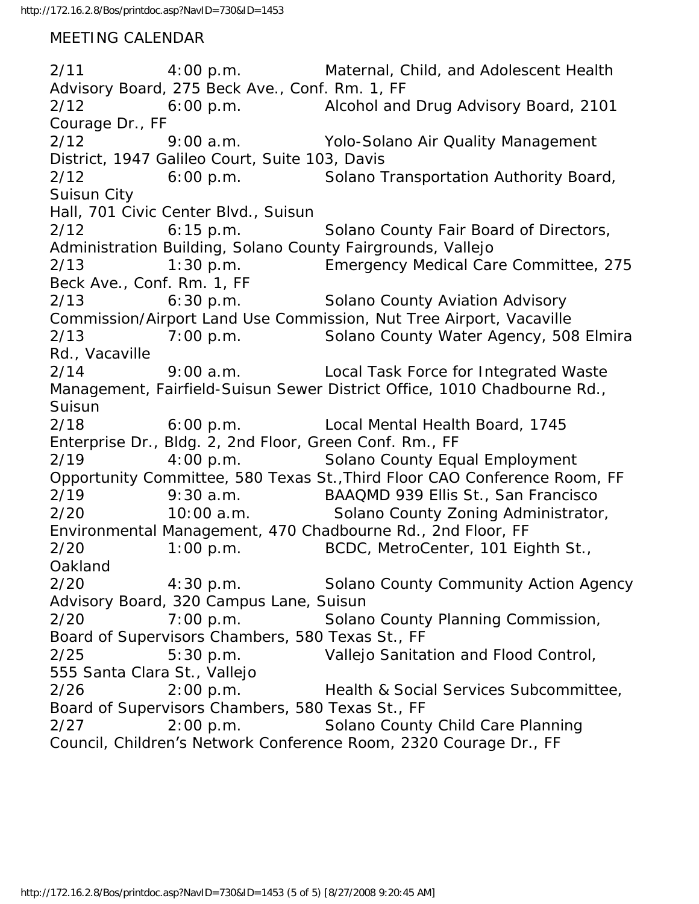MEETING CALENDAR

2/11 4:00 p.m. Maternal, Child, and Adolescent Health Advisory Board, 275 Beck Ave., Conf. Rm. 1, FF
2/12 6:00 p.m. Alcohol and Drug Advisory Board, 2101 Courage Dr., FF
2/12 9:00 a.m. Yolo-Solano Air Quality Management District, 1947 Galileo Court, Suite 103, Davis
2/12 6:00 p.m. Solano Transportation Authority Board, Suisun City
Hall, 701 Civic Center Blvd., Suisun
2/12 6:15 p.m. Solano County Fair Board of Directors, Administration Building, Solano County Fairgrounds, Vallejo
2/13 1:30 p.m. Emergency Medical Care Committee, 275 Beck Ave., Conf. Rm. 1, FF
2/13 6:30 p.m. Solano County Aviation Advisory Commission/Airport Land Use Commission, Nut Tree Airport, Vacaville
2/13 7:00 p.m. Solano County Water Agency, 508 Elmira Rd., Vacaville
2/14 9:00 a.m. Local Task Force for Integrated Waste Management, Fairfield-Suisun Sewer District Office, 1010 Chadbourne Rd., Suisun
2/18 6:00 p.m. Local Mental Health Board, 1745 Enterprise Dr., Bldg. 2, 2nd Floor, Green Conf. Rm., FF
2/19 4:00 p.m. Solano County Equal Employment Opportunity Committee, 580 Texas St.,Third Floor CAO Conference Room, FF
2/19 9:30 a.m. BAAQMD 939 Ellis St., San Francisco
2/20 10:00 a.m. Solano County Zoning Administrator, Environmental Management, 470 Chadbourne Rd., 2nd Floor, FF
2/20 1:00 p.m. BCDC, MetroCenter, 101 Eighth St., Oakland
2/20 4:30 p.m. Solano County Community Action Agency Advisory Board, 320 Campus Lane, Suisun
2/20 7:00 p.m. Solano County Planning Commission, Board of Supervisors Chambers, 580 Texas St., FF
2/25 5:30 p.m. Vallejo Sanitation and Flood Control, 555 Santa Clara St., Vallejo
2/26 2:00 p.m. Health & Social Services Subcommittee, Board of Supervisors Chambers, 580 Texas St., FF
2/27 2:00 p.m. Solano County Child Care Planning Council, Children's Network Conference Room, 2320 Courage Dr., FF